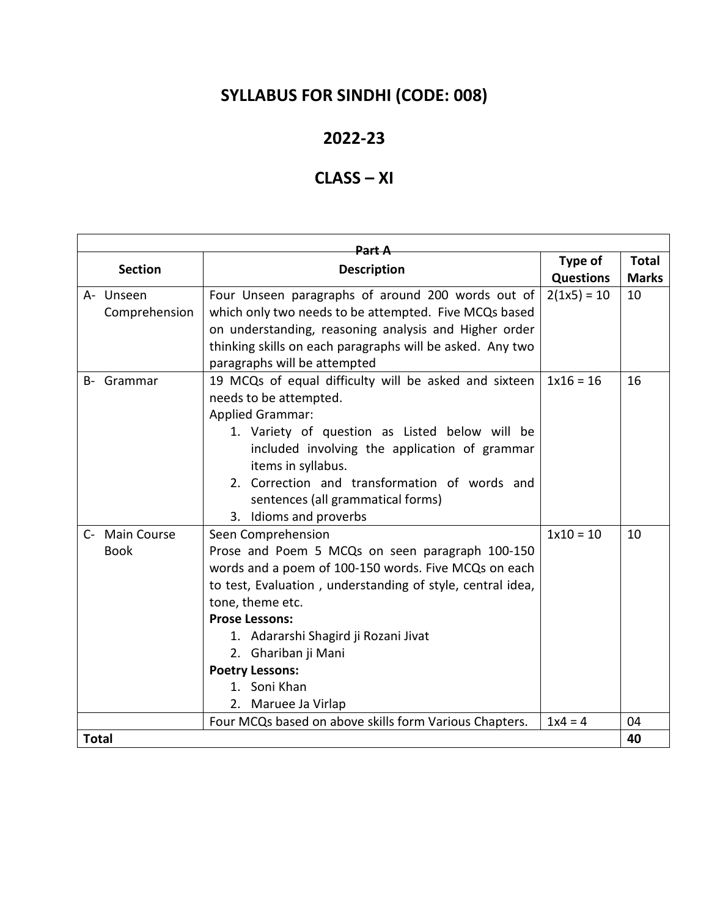# SYLLABUS FOR SINDHI (CODE: 008)

# 2022-23

# CLASS – XI

| Part A | | | |
|---|---|---|---|
| **Section** | **Description** | **Type of Questions** | **Total Marks** |
| A- Unseen Comprehension | Four Unseen paragraphs of around 200 words out of which only two needs to be attempted. Five MCQs based on understanding, reasoning analysis and Higher order thinking skills on each paragraphs will be asked. Any two paragraphs will be attempted | 2(1x5) = 10 | 10 |
| B- Grammar | 19 MCQs of equal difficulty will be asked and sixteen needs to be attempted.<br>Applied Grammar:<br>1. Variety of question as Listed below will be included involving the application of grammar items in syllabus.<br>2. Correction and transformation of words and sentences (all grammatical forms)<br>3. Idioms and proverbs | 1x16 = 16 | 16 |
| C- Main Course Book | Seen Comprehension<br>Prose and Poem 5 MCQs on seen paragraph 100-150 words and a poem of 100-150 words. Five MCQs on each to test, Evaluation , understanding of style, central idea, tone, theme etc.<br>**Prose Lessons:**<br>1. Adararshi Shagird ji Rozani Jivat<br>2. Ghariban ji Mani<br>**Poetry Lessons:**<br>1. Soni Khan<br>2. Maruee Ja Virlap | 1x10 = 10 | 10 |
| | Four MCQs based on above skills form Various Chapters. | 1x4 = 4 | 04 |
| **Total** | | | **40** |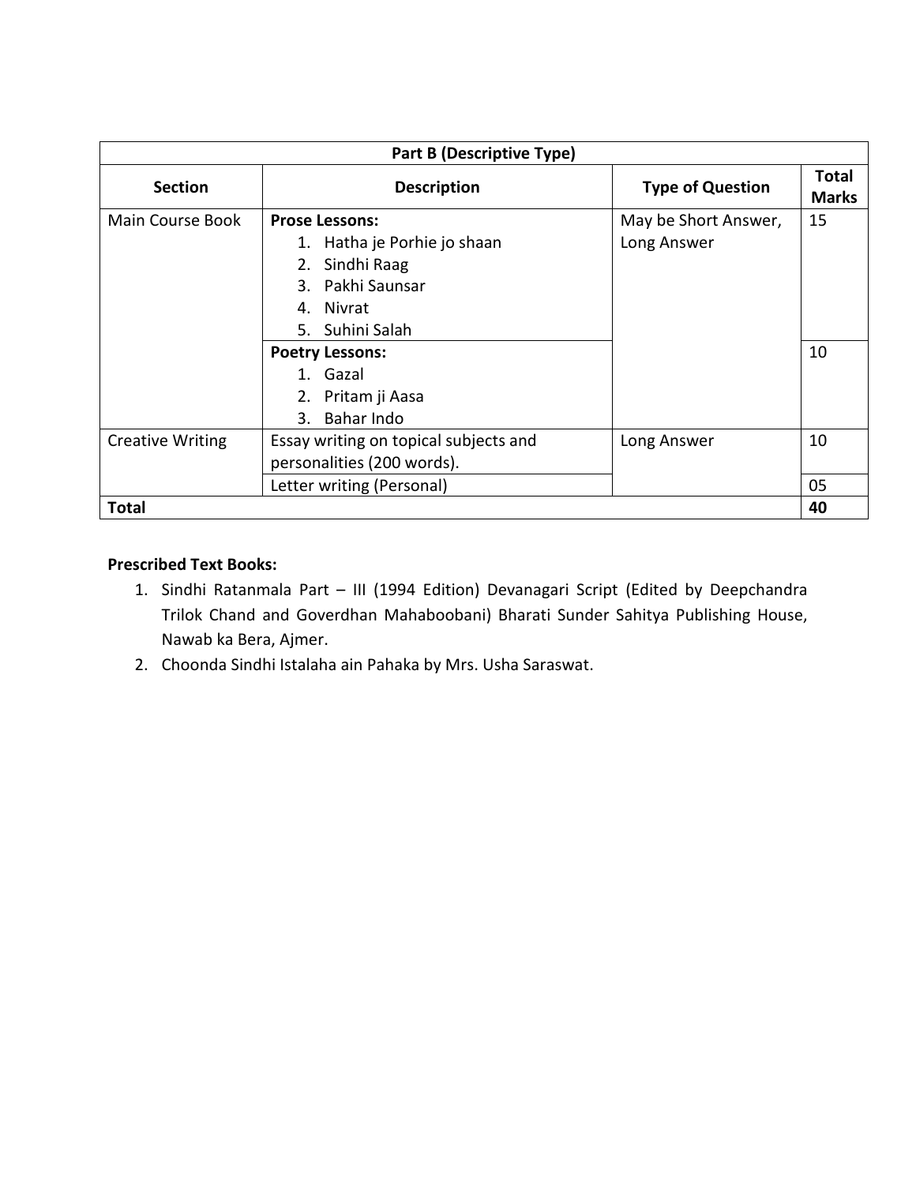| Part B (Descriptive Type) | | | |
|---|---|---|---|
| **Section** | **Description** | **Type of Question** | **Total Marks** |
| Main Course Book | **Prose Lessons:** 1. Hatha je Porhie jo shaan 2. Sindhi Raag 3. Pakhi Saunsar 4. Nivrat 5. Suhini Salah | May be Short Answer, Long Answer | 15 |
| | **Poetry Lessons:** 1. Gazal 2. Pritam ji Aasa 3. Bahar Indo | | 10 |
| Creative Writing | Essay writing on topical subjects and personalities (200 words). | Long Answer | 10 |
| | Letter writing (Personal) | | 05 |
| **Total** | | | **40** |

**Prescribed Text Books:**

1. Sindhi Ratanmala Part – III (1994 Edition) Devanagari Script (Edited by Deepchandra Trilok Chand and Goverdhan Mahaboobani) Bharati Sunder Sahitya Publishing House, Nawab ka Bera, Ajmer.
2. Choonda Sindhi Istalaha ain Pahaka by Mrs. Usha Saraswat.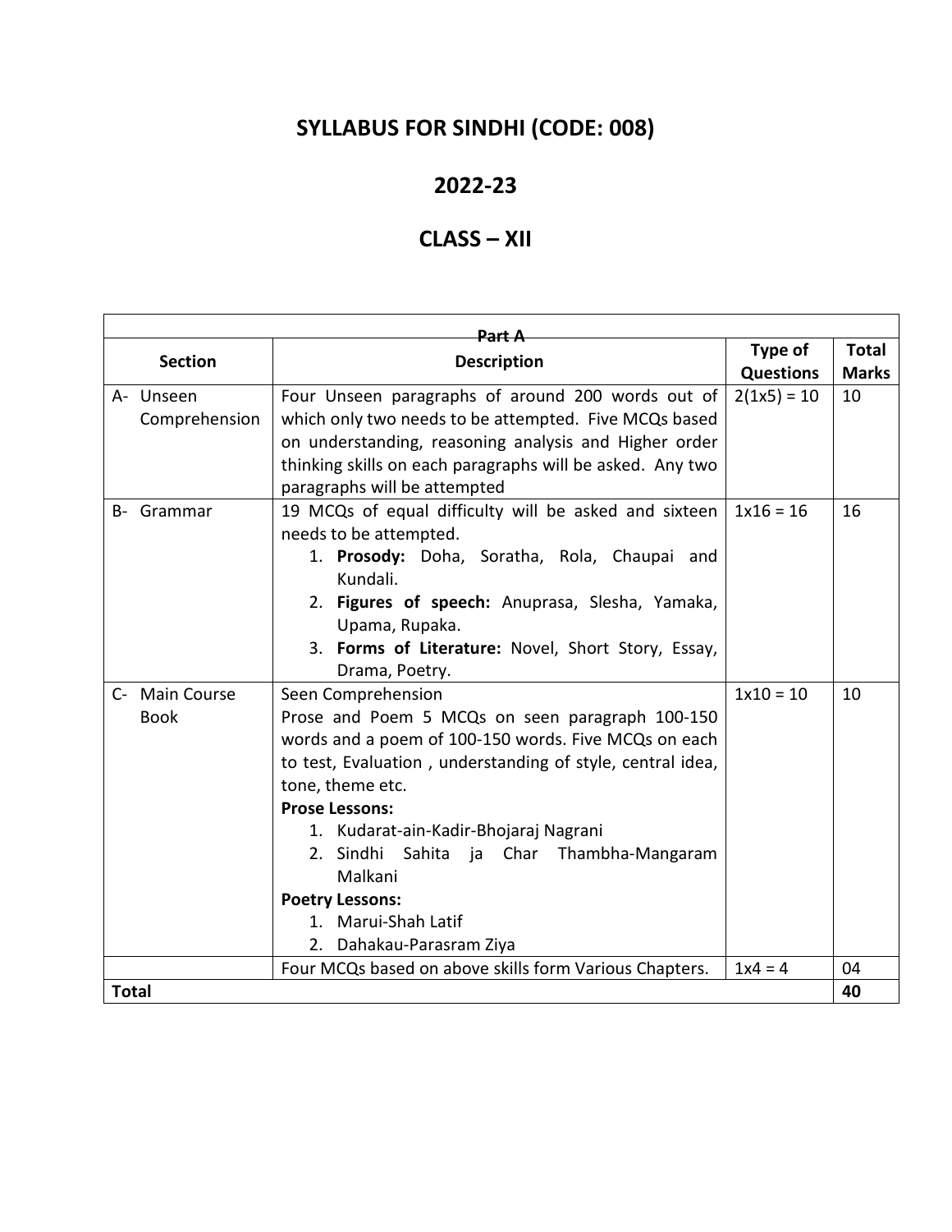# SYLLABUS FOR SINDHI (CODE: 008)

# 2022-23

# CLASS – XII

| Part A | | | |
|---|---|---|---|
| **Section** | **Description** | **Type of Questions** | **Total Marks** |
| A- Unseen Comprehension | Four Unseen paragraphs of around 200 words out of which only two needs to be attempted. Five MCQs based on understanding, reasoning analysis and Higher order thinking skills on each paragraphs will be asked. Any two paragraphs will be attempted | 2(1x5) = 10 | 10 |
| B- Grammar | 19 MCQs of equal difficulty will be asked and sixteen needs to be attempted.<br>1. **Prosody:** Doha, Soratha, Rola, Chaupai and Kundali.<br>2. **Figures of speech:** Anuprasa, Slesha, Yamaka, Upama, Rupaka.<br>3. **Forms of Literature:** Novel, Short Story, Essay, Drama, Poetry. | 1x16 = 16 | 16 |
| C- Main Course Book | Seen Comprehension<br>Prose and Poem 5 MCQs on seen paragraph 100-150 words and a poem of 100-150 words. Five MCQs on each to test, Evaluation , understanding of style, central idea, tone, theme etc.<br>**Prose Lessons:**<br>1. Kudarat-ain-Kadir-Bhojaraj Nagrani<br>2. Sindhi Sahita ja Char Thambha-Mangaram Malkani<br>**Poetry Lessons:**<br>1. Marui-Shah Latif<br>2. Dahakau-Parasram Ziya | 1x10 = 10 | 10 |
| | Four MCQs based on above skills form Various Chapters. | 1x4 = 4 | 04 |
| **Total** | | | **40** |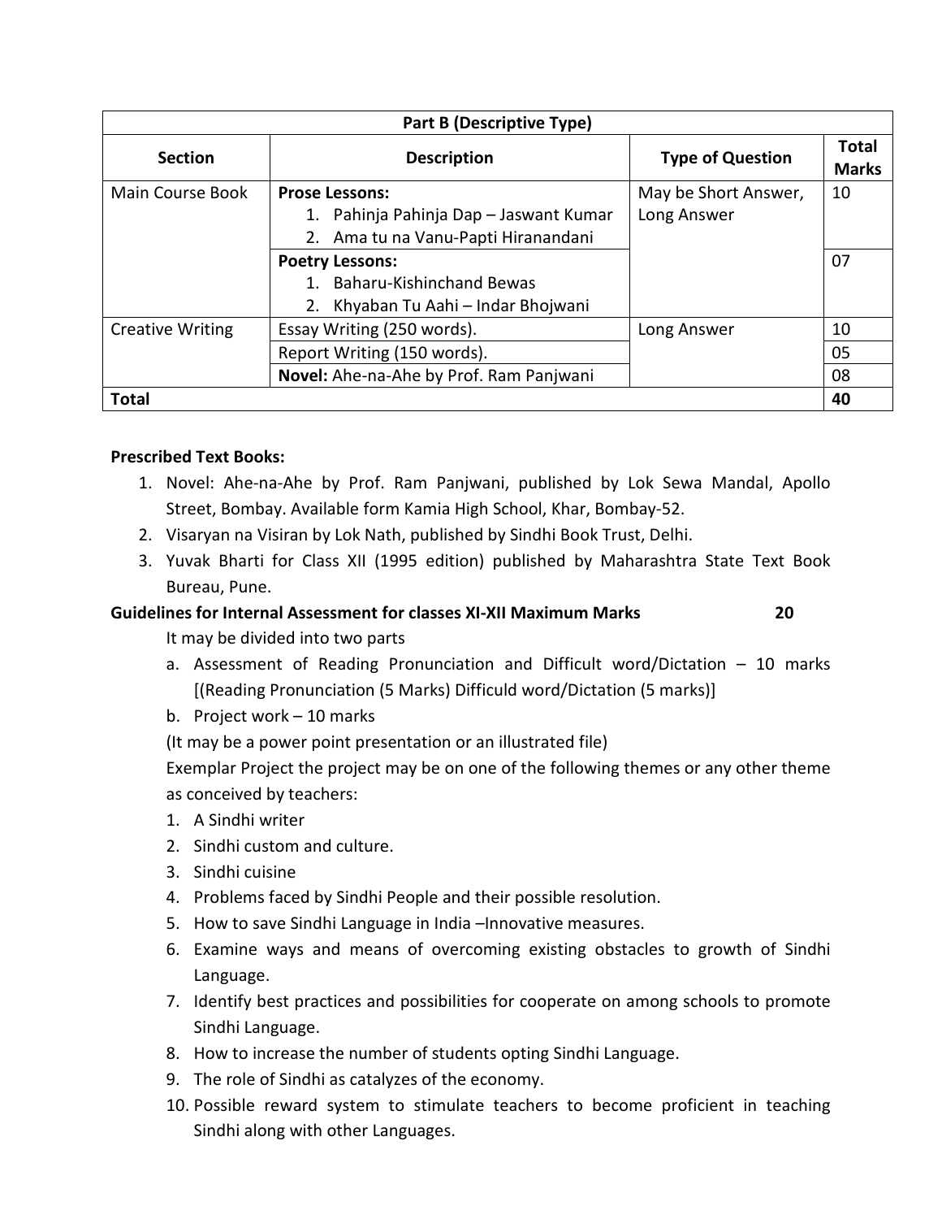| Part B (Descriptive Type) | | | |
|---|---|---|---|
| **Section** | **Description** | **Type of Question** | **Total Marks** |
| Main Course Book | **Prose Lessons:**<br>1. Pahinja Pahinja Dap – Jaswant Kumar<br>2. Ama tu na Vanu-Papti Hiranandani | May be Short Answer, Long Answer | 10 |
| | **Poetry Lessons:**<br>1. Baharu-Kishinchand Bewas<br>2. Khyaban Tu Aahi – Indar Bhojwani | | 07 |
| Creative Writing | Essay Writing (250 words). | Long Answer | 10 |
| | Report Writing (150 words). | | 05 |
| | **Novel:** Ahe-na-Ahe by Prof. Ram Panjwani | | 08 |
| **Total** | | | **40** |

**Prescribed Text Books:**

1. Novel: Ahe-na-Ahe by Prof. Ram Panjwani, published by Lok Sewa Mandal, Apollo Street, Bombay. Available form Kamia High School, Khar, Bombay-52.
2. Visaryan na Visiran by Lok Nath, published by Sindhi Book Trust, Delhi.
3. Yuvak Bharti for Class XII (1995 edition) published by Maharashtra State Text Book Bureau, Pune.

**Guidelines for Internal Assessment for classes XI-XII Maximum Marks 20**

It may be divided into two parts

a. Assessment of Reading Pronunciation and Difficult word/Dictation – 10 marks [(Reading Pronunciation (5 Marks) Difficuld word/Dictation (5 marks)]
b. Project work – 10 marks

(It may be a power point presentation or an illustrated file)

Exemplar Project the project may be on one of the following themes or any other theme as conceived by teachers:

1. A Sindhi writer
2. Sindhi custom and culture.
3. Sindhi cuisine
4. Problems faced by Sindhi People and their possible resolution.
5. How to save Sindhi Language in India –Innovative measures.
6. Examine ways and means of overcoming existing obstacles to growth of Sindhi Language.
7. Identify best practices and possibilities for cooperate on among schools to promote Sindhi Language.
8. How to increase the number of students opting Sindhi Language.
9. The role of Sindhi as catalyzes of the economy.
10. Possible reward system to stimulate teachers to become proficient in teaching Sindhi along with other Languages.